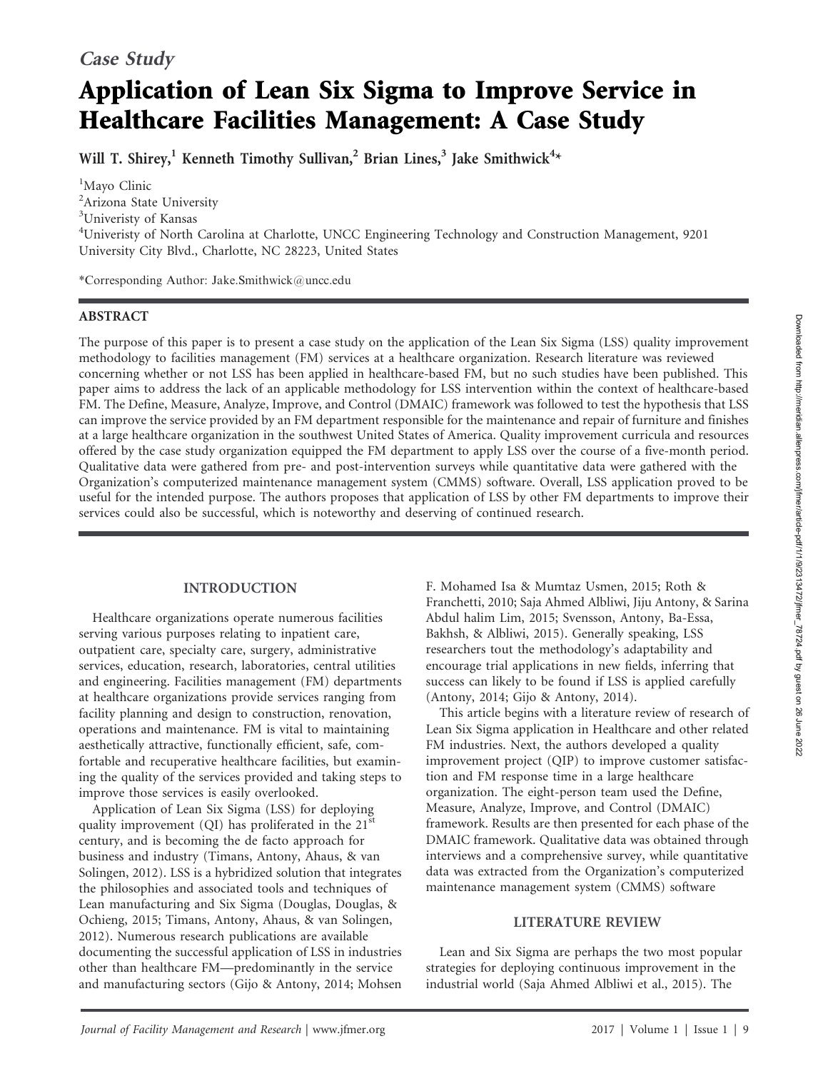*Case Study*

# Application of Lean Six Sigma to Improve Service in Healthcare Facilities Management: A Case Study

**Will T. Shirey,[1] Kenneth Timothy Sullivan,[2] Brian Lines,[3] Jake Smithwick[4]***

[1]Mayo Clinic
[2]Arizona State University
[3]Univeristy of Kansas
[4]Univeristy of North Carolina at Charlotte, UNCC Engineering Technology and Construction Management, 9201 University City Blvd., Charlotte, NC 28223, United States

*Corresponding Author: Jake.Smithwick@uncc.edu

## ABSTRACT

The purpose of this paper is to present a case study on the application of the Lean Six Sigma (LSS) quality improvement methodology to facilities management (FM) services at a healthcare organization. Research literature was reviewed concerning whether or not LSS has been applied in healthcare-based FM, but no such studies have been published. This paper aims to address the lack of an applicable methodology for LSS intervention within the context of healthcare-based FM. The Define, Measure, Analyze, Improve, and Control (DMAIC) framework was followed to test the hypothesis that LSS can improve the service provided by an FM department responsible for the maintenance and repair of furniture and finishes at a large healthcare organization in the southwest United States of America. Quality improvement curricula and resources offered by the case study organization equipped the FM department to apply LSS over the course of a five-month period. Qualitative data were gathered from pre- and post-intervention surveys while quantitative data were gathered with the Organization's computerized maintenance management system (CMMS) software. Overall, LSS application proved to be useful for the intended purpose. The authors proposes that application of LSS by other FM departments to improve their services could also be successful, which is noteworthy and deserving of continued research.

## INTRODUCTION

Healthcare organizations operate numerous facilities serving various purposes relating to inpatient care, outpatient care, specialty care, surgery, administrative services, education, research, laboratories, central utilities and engineering. Facilities management (FM) departments at healthcare organizations provide services ranging from facility planning and design to construction, renovation, operations and maintenance. FM is vital to maintaining aesthetically attractive, functionally efficient, safe, comfortable and recuperative healthcare facilities, but examining the quality of the services provided and taking steps to improve those services is easily overlooked.

Application of Lean Six Sigma (LSS) for deploying quality improvement (QI) has proliferated in the 21st century, and is becoming the de facto approach for business and industry (Timans, Antony, Ahaus, & van Solingen, 2012). LSS is a hybridized solution that integrates the philosophies and associated tools and techniques of Lean manufacturing and Six Sigma (Douglas, Douglas, & Ochieng, 2015; Timans, Antony, Ahaus, & van Solingen, 2012). Numerous research publications are available documenting the successful application of LSS in industries other than healthcare FM—predominantly in the service and manufacturing sectors (Gijo & Antony, 2014; Mohsen F. Mohamed Isa & Mumtaz Usmen, 2015; Roth & Franchetti, 2010; Saja Ahmed Albliwi, Jiju Antony, & Sarina Abdul halim Lim, 2015; Svensson, Antony, Ba-Essa, Bakhsh, & Albliwi, 2015). Generally speaking, LSS researchers tout the methodology's adaptability and encourage trial applications in new fields, inferring that success can likely to be found if LSS is applied carefully (Antony, 2014; Gijo & Antony, 2014).

This article begins with a literature review of research of Lean Six Sigma application in Healthcare and other related FM industries. Next, the authors developed a quality improvement project (QIP) to improve customer satisfaction and FM response time in a large healthcare organization. The eight-person team used the Define, Measure, Analyze, Improve, and Control (DMAIC) framework. Results are then presented for each phase of the DMAIC framework. Qualitative data was obtained through interviews and a comprehensive survey, while quantitative data was extracted from the Organization's computerized maintenance management system (CMMS) software

## LITERATURE REVIEW

Lean and Six Sigma are perhaps the two most popular strategies for deploying continuous improvement in the industrial world (Saja Ahmed Albliwi et al., 2015). The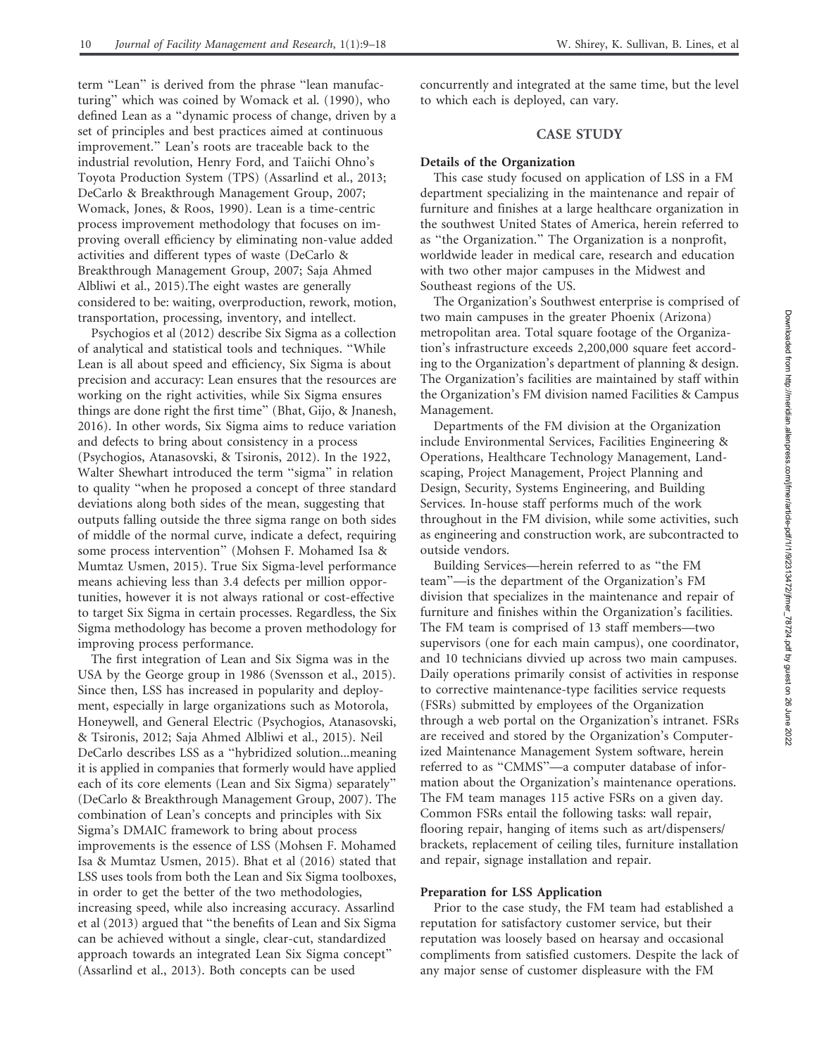term "Lean" is derived from the phrase "lean manufacturing" which was coined by Womack et al. (1990), who defined Lean as a "dynamic process of change, driven by a set of principles and best practices aimed at continuous improvement." Lean's roots are traceable back to the industrial revolution, Henry Ford, and Taiichi Ohno's Toyota Production System (TPS) (Assarlind et al., 2013; DeCarlo & Breakthrough Management Group, 2007; Womack, Jones, & Roos, 1990). Lean is a time-centric process improvement methodology that focuses on improving overall efficiency by eliminating non-value added activities and different types of waste (DeCarlo & Breakthrough Management Group, 2007; Saja Ahmed Albliwi et al., 2015).The eight wastes are generally considered to be: waiting, overproduction, rework, motion, transportation, processing, inventory, and intellect.

Psychogios et al (2012) describe Six Sigma as a collection of analytical and statistical tools and techniques. "While Lean is all about speed and efficiency, Six Sigma is about precision and accuracy: Lean ensures that the resources are working on the right activities, while Six Sigma ensures things are done right the first time" (Bhat, Gijo, & Jnanesh, 2016). In other words, Six Sigma aims to reduce variation and defects to bring about consistency in a process (Psychogios, Atanasovski, & Tsironis, 2012). In the 1922, Walter Shewhart introduced the term "sigma" in relation to quality "when he proposed a concept of three standard deviations along both sides of the mean, suggesting that outputs falling outside the three sigma range on both sides of middle of the normal curve, indicate a defect, requiring some process intervention" (Mohsen F. Mohamed Isa & Mumtaz Usmen, 2015). True Six Sigma-level performance means achieving less than 3.4 defects per million opportunities, however it is not always rational or cost-effective to target Six Sigma in certain processes. Regardless, the Six Sigma methodology has become a proven methodology for improving process performance.

The first integration of Lean and Six Sigma was in the USA by the George group in 1986 (Svensson et al., 2015). Since then, LSS has increased in popularity and deployment, especially in large organizations such as Motorola, Honeywell, and General Electric (Psychogios, Atanasovski, & Tsironis, 2012; Saja Ahmed Albliwi et al., 2015). Neil DeCarlo describes LSS as a "hybridized solution...meaning it is applied in companies that formerly would have applied each of its core elements (Lean and Six Sigma) separately" (DeCarlo & Breakthrough Management Group, 2007). The combination of Lean's concepts and principles with Six Sigma's DMAIC framework to bring about process improvements is the essence of LSS (Mohsen F. Mohamed Isa & Mumtaz Usmen, 2015). Bhat et al (2016) stated that LSS uses tools from both the Lean and Six Sigma toolboxes, in order to get the better of the two methodologies, increasing speed, while also increasing accuracy. Assarlind et al (2013) argued that "the benefits of Lean and Six Sigma can be achieved without a single, clear-cut, standardized approach towards an integrated Lean Six Sigma concept" (Assarlind et al., 2013). Both concepts can be used concurrently and integrated at the same time, but the level to which each is deployed, can vary.

## CASE STUDY

### Details of the Organization

This case study focused on application of LSS in a FM department specializing in the maintenance and repair of furniture and finishes at a large healthcare organization in the southwest United States of America, herein referred to as "the Organization." The Organization is a nonprofit, worldwide leader in medical care, research and education with two other major campuses in the Midwest and Southeast regions of the US.

The Organization's Southwest enterprise is comprised of two main campuses in the greater Phoenix (Arizona) metropolitan area. Total square footage of the Organization's infrastructure exceeds 2,200,000 square feet according to the Organization's department of planning & design. The Organization's facilities are maintained by staff within the Organization's FM division named Facilities & Campus Management.

Departments of the FM division at the Organization include Environmental Services, Facilities Engineering & Operations, Healthcare Technology Management, Landscaping, Project Management, Project Planning and Design, Security, Systems Engineering, and Building Services. In-house staff performs much of the work throughout in the FM division, while some activities, such as engineering and construction work, are subcontracted to outside vendors.

Building Services—herein referred to as "the FM team"—is the department of the Organization's FM division that specializes in the maintenance and repair of furniture and finishes within the Organization's facilities. The FM team is comprised of 13 staff members—two supervisors (one for each main campus), one coordinator, and 10 technicians divvied up across two main campuses. Daily operations primarily consist of activities in response to corrective maintenance-type facilities service requests (FSRs) submitted by employees of the Organization through a web portal on the Organization's intranet. FSRs are received and stored by the Organization's Computerized Maintenance Management System software, herein referred to as "CMMS"—a computer database of information about the Organization's maintenance operations. The FM team manages 115 active FSRs on a given day. Common FSRs entail the following tasks: wall repair, flooring repair, hanging of items such as art/dispensers/brackets, replacement of ceiling tiles, furniture installation and repair, signage installation and repair.

### Preparation for LSS Application

Prior to the case study, the FM team had established a reputation for satisfactory customer service, but their reputation was loosely based on hearsay and occasional compliments from satisfied customers. Despite the lack of any major sense of customer displeasure with the FM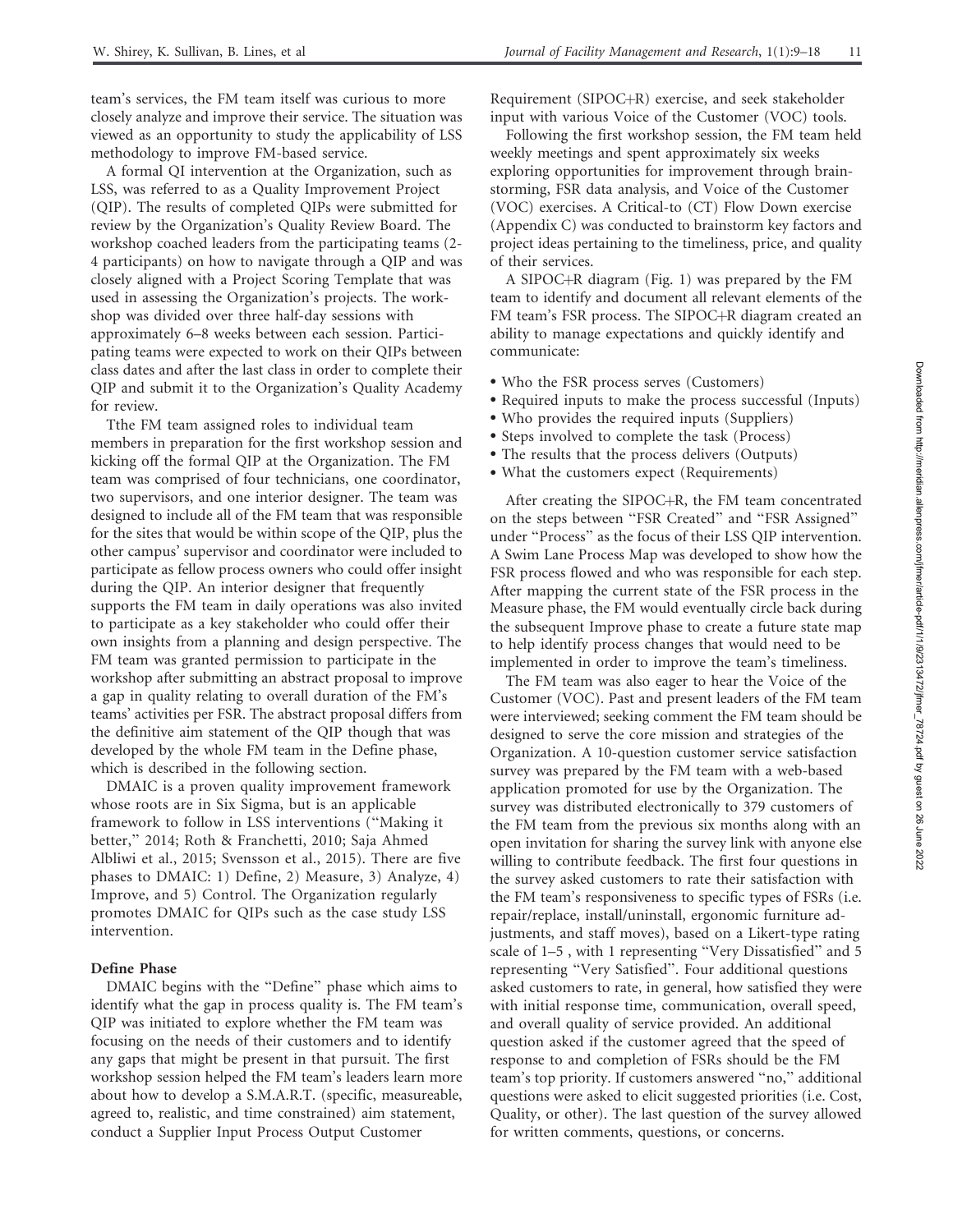team's services, the FM team itself was curious to more closely analyze and improve their service. The situation was viewed as an opportunity to study the applicability of LSS methodology to improve FM-based service.

A formal QI intervention at the Organization, such as LSS, was referred to as a Quality Improvement Project (QIP). The results of completed QIPs were submitted for review by the Organization's Quality Review Board. The workshop coached leaders from the participating teams (2-4 participants) on how to navigate through a QIP and was closely aligned with a Project Scoring Template that was used in assessing the Organization's projects. The workshop was divided over three half-day sessions with approximately 6–8 weeks between each session. Participating teams were expected to work on their QIPs between class dates and after the last class in order to complete their QIP and submit it to the Organization's Quality Academy for review.

Tthe FM team assigned roles to individual team members in preparation for the first workshop session and kicking off the formal QIP at the Organization. The FM team was comprised of four technicians, one coordinator, two supervisors, and one interior designer. The team was designed to include all of the FM team that was responsible for the sites that would be within scope of the QIP, plus the other campus' supervisor and coordinator were included to participate as fellow process owners who could offer insight during the QIP. An interior designer that frequently supports the FM team in daily operations was also invited to participate as a key stakeholder who could offer their own insights from a planning and design perspective. The FM team was granted permission to participate in the workshop after submitting an abstract proposal to improve a gap in quality relating to overall duration of the FM's teams' activities per FSR. The abstract proposal differs from the definitive aim statement of the QIP though that was developed by the whole FM team in the Define phase, which is described in the following section.

DMAIC is a proven quality improvement framework whose roots are in Six Sigma, but is an applicable framework to follow in LSS interventions ("Making it better," 2014; Roth & Franchetti, 2010; Saja Ahmed Albliwi et al., 2015; Svensson et al., 2015). There are five phases to DMAIC: 1) Define, 2) Measure, 3) Analyze, 4) Improve, and 5) Control. The Organization regularly promotes DMAIC for QIPs such as the case study LSS intervention.

### Define Phase

DMAIC begins with the "Define" phase which aims to identify what the gap in process quality is. The FM team's QIP was initiated to explore whether the FM team was focusing on the needs of their customers and to identify any gaps that might be present in that pursuit. The first workshop session helped the FM team's leaders learn more about how to develop a S.M.A.R.T. (specific, measureable, agreed to, realistic, and time constrained) aim statement, conduct a Supplier Input Process Output Customer Requirement (SIPOC+R) exercise, and seek stakeholder input with various Voice of the Customer (VOC) tools.

Following the first workshop session, the FM team held weekly meetings and spent approximately six weeks exploring opportunities for improvement through brainstorming, FSR data analysis, and Voice of the Customer (VOC) exercises. A Critical-to (CT) Flow Down exercise (Appendix C) was conducted to brainstorm key factors and project ideas pertaining to the timeliness, price, and quality of their services.

A SIPOC+R diagram (Fig. 1) was prepared by the FM team to identify and document all relevant elements of the FM team's FSR process. The SIPOC+R diagram created an ability to manage expectations and quickly identify and communicate:

- Who the FSR process serves (Customers)
- Required inputs to make the process successful (Inputs)
- Who provides the required inputs (Suppliers)
- Steps involved to complete the task (Process)
- The results that the process delivers (Outputs)
- What the customers expect (Requirements)

After creating the SIPOC+R, the FM team concentrated on the steps between "FSR Created" and "FSR Assigned" under "Process" as the focus of their LSS QIP intervention. A Swim Lane Process Map was developed to show how the FSR process flowed and who was responsible for each step. After mapping the current state of the FSR process in the Measure phase, the FM would eventually circle back during the subsequent Improve phase to create a future state map to help identify process changes that would need to be implemented in order to improve the team's timeliness.

The FM team was also eager to hear the Voice of the Customer (VOC). Past and present leaders of the FM team were interviewed; seeking comment the FM team should be designed to serve the core mission and strategies of the Organization. A 10-question customer service satisfaction survey was prepared by the FM team with a web-based application promoted for use by the Organization. The survey was distributed electronically to 379 customers of the FM team from the previous six months along with an open invitation for sharing the survey link with anyone else willing to contribute feedback. The first four questions in the survey asked customers to rate their satisfaction with the FM team's responsiveness to specific types of FSRs (i.e. repair/replace, install/uninstall, ergonomic furniture adjustments, and staff moves), based on a Likert-type rating scale of 1–5 , with 1 representing "Very Dissatisfied" and 5 representing "Very Satisfied". Four additional questions asked customers to rate, in general, how satisfied they were with initial response time, communication, overall speed, and overall quality of service provided. An additional question asked if the customer agreed that the speed of response to and completion of FSRs should be the FM team's top priority. If customers answered "no," additional questions were asked to elicit suggested priorities (i.e. Cost, Quality, or other). The last question of the survey allowed for written comments, questions, or concerns.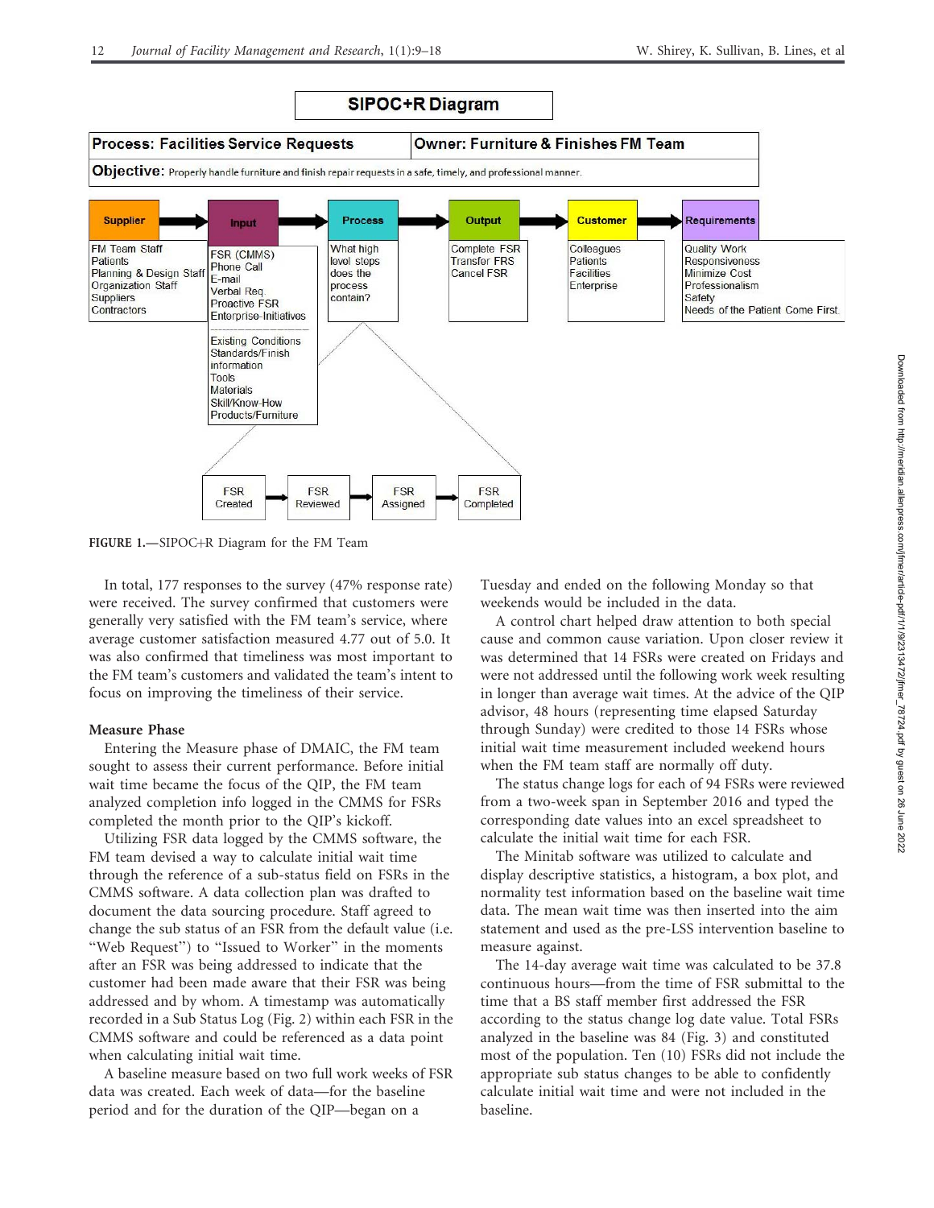SIPOC+R Diagram

Process: Facilities Service Requests

Owner: Furniture & Finishes FM Team

Objective: Properly handle furniture and finish repair requests in a safe, timely, and professional manner.

Supplier

FM Team Staff
Patients
Planning & Design Staff
Organization Staff
Suppliers
Contractors

Input

FSR (CMMS)
Phone Call
E-mail
Verbal Req.
Proactive FSR
Enterprise-Initiatives

Existing Conditions
Standards/Finish information
Tools
Materials
Skill/Know-How
Products/Furniture

Process

What high level steps does the process contain?

Output

Complete FSR
Transfer FRS
Cancel FSR

Customer

Colleagues
Patients
Facilities
Enterprise

Requirements

Quality Work
Responsiveness
Minimize Cost
Professionalism
Safety
Needs of the Patient Come First

FSR Created
FSR Reviewed
FSR Assigned
FSR Completed

FIGURE 1.—SIPOC+R Diagram for the FM Team

In total, 177 responses to the survey (47% response rate) were received. The survey confirmed that customers were generally very satisfied with the FM team's service, where average customer satisfaction measured 4.77 out of 5.0. It was also confirmed that timeliness was most important to the FM team's customers and validated the team's intent to focus on improving the timeliness of their service.

### Measure Phase

Entering the Measure phase of DMAIC, the FM team sought to assess their current performance. Before initial wait time became the focus of the QIP, the FM team analyzed completion info logged in the CMMS for FSRs completed the month prior to the QIP's kickoff.

Utilizing FSR data logged by the CMMS software, the FM team devised a way to calculate initial wait time through the reference of a sub-status field on FSRs in the CMMS software. A data collection plan was drafted to document the data sourcing procedure. Staff agreed to change the sub status of an FSR from the default value (i.e. "Web Request") to "Issued to Worker" in the moments after an FSR was being addressed to indicate that the customer had been made aware that their FSR was being addressed and by whom. A timestamp was automatically recorded in a Sub Status Log (Fig. 2) within each FSR in the CMMS software and could be referenced as a data point when calculating initial wait time.

A baseline measure based on two full work weeks of FSR data was created. Each week of data—for the baseline period and for the duration of the QIP—began on a Tuesday and ended on the following Monday so that weekends would be included in the data.

A control chart helped draw attention to both special cause and common cause variation. Upon closer review it was determined that 14 FSRs were created on Fridays and were not addressed until the following work week resulting in longer than average wait times. At the advice of the QIP advisor, 48 hours (representing time elapsed Saturday through Sunday) were credited to those 14 FSRs whose initial wait time measurement included weekend hours when the FM team staff are normally off duty.

The status change logs for each of 94 FSRs were reviewed from a two-week span in September 2016 and typed the corresponding date values into an excel spreadsheet to calculate the initial wait time for each FSR.

The Minitab software was utilized to calculate and display descriptive statistics, a histogram, a box plot, and normality test information based on the baseline wait time data. The mean wait time was then inserted into the aim statement and used as the pre-LSS intervention baseline to measure against.

The 14-day average wait time was calculated to be 37.8 continuous hours—from the time of FSR submittal to the time that a BS staff member first addressed the FSR according to the status change log date value. Total FSRs analyzed in the baseline was 84 (Fig. 3) and constituted most of the population. Ten (10) FSRs did not include the appropriate sub status changes to be able to confidently calculate initial wait time and were not included in the baseline.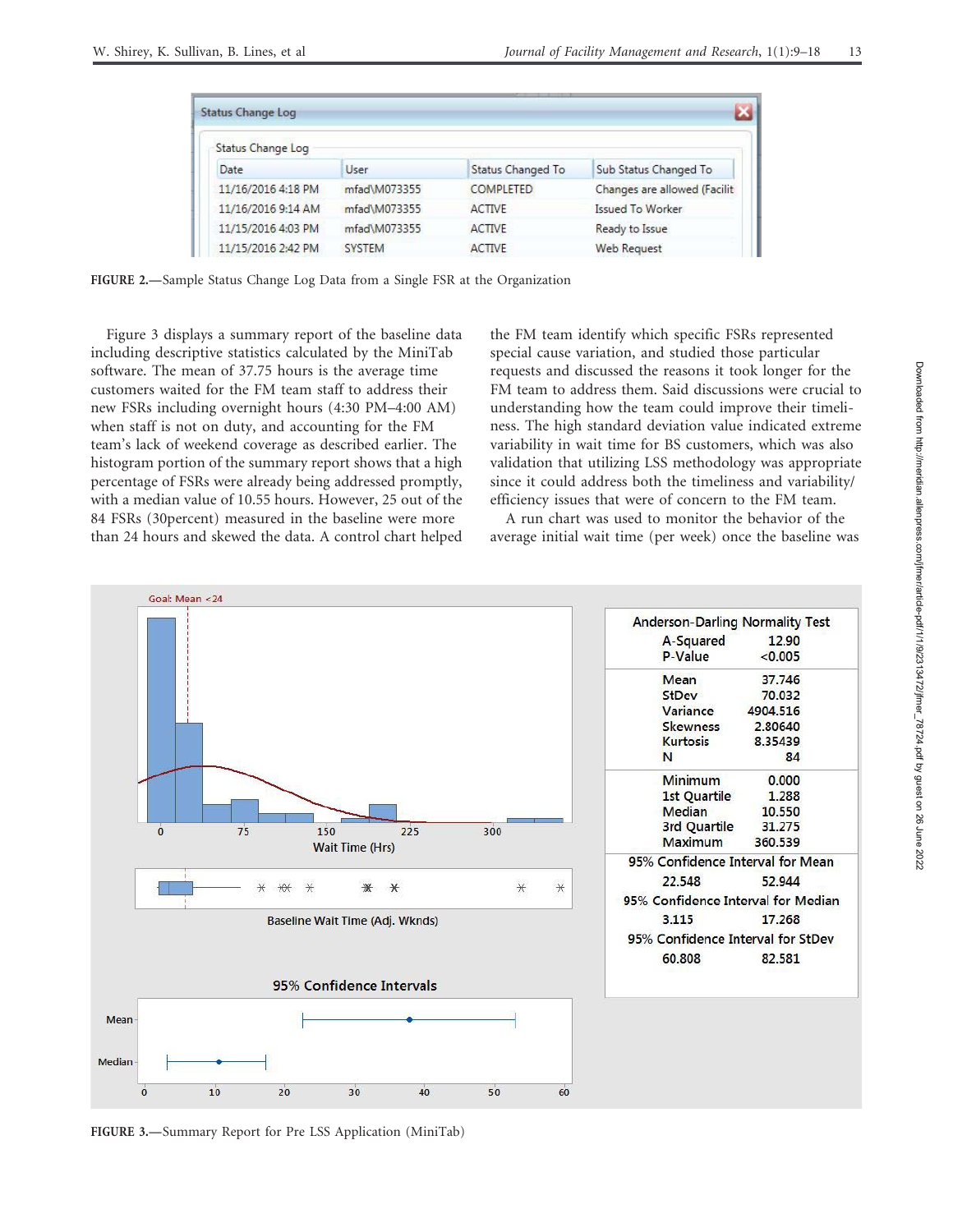Status Change Log

Status Change Log

| Date | User | Status Changed To | Sub Status Changed To |
|---|---|---|---|
| 11/16/2016 4:18 PM | mfad\M073355 | COMPLETED | Changes are allowed (Facilit |
| 11/16/2016 9:14 AM | mfad\M073355 | ACTIVE | Issued To Worker |
| 11/15/2016 4:03 PM | mfad\M073355 | ACTIVE | Ready to Issue |
| 11/15/2016 2:42 PM | SYSTEM | ACTIVE | Web Request |

**FIGURE 2.**—Sample Status Change Log Data from a Single FSR at the Organization

Figure 3 displays a summary report of the baseline data including descriptive statistics calculated by the MiniTab software. The mean of 37.75 hours is the average time customers waited for the FM team staff to address their new FSRs including overnight hours (4:30 PM–4:00 AM) when staff is not on duty, and accounting for the FM team's lack of weekend coverage as described earlier. The histogram portion of the summary report shows that a high percentage of FSRs were already being addressed promptly, with a median value of 10.55 hours. However, 25 out of the 84 FSRs measured in the baseline were more than 24 hours and skewed the data. A control chart helped the FM team identify which specific FSRs represented special cause variation, and studied those particular requests and discussed the reasons it took longer for the FM team to address them. Said discussions were crucial to understanding how the team could improve their timeliness. The high standard deviation value indicated extreme variability in wait time for BS customers, which was also validation that utilizing LSS methodology was appropriate since it could address both the timeliness and variability/efficiency issues that were of concern to the FM team.

A run chart was used to monitor the behavior of the average initial wait time (per week) once the baseline was

Goal: Mean <24

0 75 150 225 300

Wait Time (Hrs)

Baseline Wait Time (Adj. Wknds)

95% Confidence Intervals

Mean

Median

0 10 20 30 40 50 60

| | |
|---|---|
| **Anderson-Darling Normality Test** | |
| A-Squared | 12.90 |
| P-Value | <0.005 |
| Mean | 37.746 |
| StDev | 70.032 |
| Variance | 4904.516 |
| Skewness | 2.80640 |
| Kurtosis | 8.35439 |
| N | 84 |
| Minimum | 0.000 |
| 1st Quartile | 1.288 |
| Median | 10.550 |
| 3rd Quartile | 31.275 |
| Maximum | 360.539 |
| **95% Confidence Interval for Mean** | |
| 22.548 | 52.944 |
| **95% Confidence Interval for Median** | |
| 3.115 | 17.268 |
| **95% Confidence Interval for StDev** | |
| 60.808 | 82.581 |

**FIGURE 3.**—Summary Report for Pre LSS Application (MiniTab)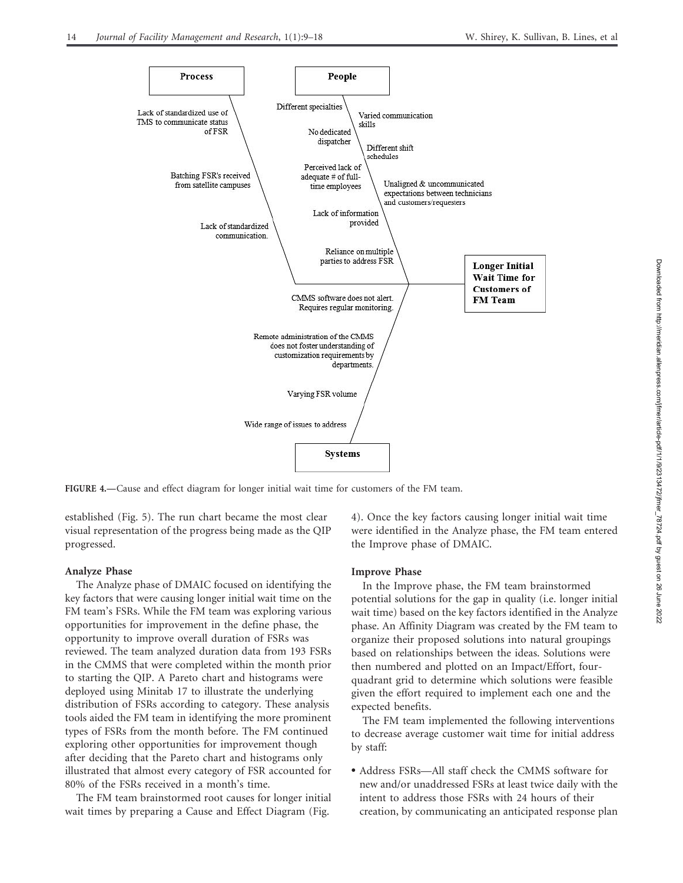Process

People

Lack of standardized use of TMS to communicate status of FSR

Batching FSR's received from satellite campuses

Lack of standardized communication.

Different specialties

Varied communication skills

No dedicated dispatcher

Different shift schedules

Perceived lack of adequate # of full-time employees

Unaligned & uncommunicated expectations between technicians and customers/requesters

Lack of information provided

Reliance on multiple parties to address FSR

Longer Initial Wait Time for Customers of FM Team

CMMS software does not alert. Requires regular monitoring.

Remote administration of the CMMS does not foster understanding of customization requirements by departments.

Varying FSR volume

Wide range of issues to address

Systems

**FIGURE 4.**—Cause and effect diagram for longer initial wait time for customers of the FM team.

established (Fig. 5). The run chart became the most clear visual representation of the progress being made as the QIP progressed.

### Analyze Phase

The Analyze phase of DMAIC focused on identifying the key factors that were causing longer initial wait time on the FM team's FSRs. While the FM team was exploring various opportunities for improvement in the define phase, the opportunity to improve overall duration of FSRs was reviewed. The team analyzed duration data from 193 FSRs in the CMMS that were completed within the month prior to starting the QIP. A Pareto chart and histograms were deployed using Minitab 17 to illustrate the underlying distribution of FSRs according to category. These analysis tools aided the FM team in identifying the more prominent types of FSRs from the month before. The FM continued exploring other opportunities for improvement though after deciding that the Pareto chart and histograms only illustrated that almost every category of FSR accounted for 80% of the FSRs received in a month's time.

The FM team brainstormed root causes for longer initial wait times by preparing a Cause and Effect Diagram (Fig. 4). Once the key factors causing longer initial wait time were identified in the Analyze phase, the FM team entered the Improve phase of DMAIC.

### Improve Phase

In the Improve phase, the FM team brainstormed potential solutions for the gap in quality (i.e. longer initial wait time) based on the key factors identified in the Analyze phase. An Affinity Diagram was created by the FM team to organize their proposed solutions into natural groupings based on relationships between the ideas. Solutions were then numbered and plotted on an Impact/Effort, four-quadrant grid to determine which solutions were feasible given the effort required to implement each one and the expected benefits.

The FM team implemented the following interventions to decrease average customer wait time for initial address by staff:

- Address FSRs—All staff check the CMMS software for new and/or unaddressed FSRs at least twice daily with the intent to address those FSRs with 24 hours of their creation, by communicating an anticipated response plan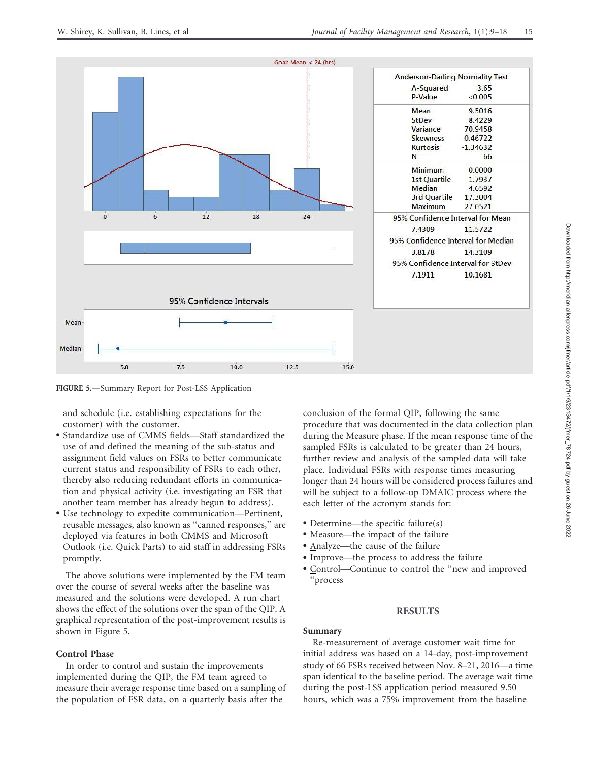Goal: Mean < 24 (hrs)

0
6
12
18
24

Anderson-Darling Normality Test
A-Squared 3.65
P-Value <0.005

Mean 9.5016
StDev 8.4229
Variance 70.9458
Skewness 0.46722
Kurtosis -1.34632
N 66

Minimum 0.0000
1st Quartile 1.7937
Median 4.6592
3rd Quartile 17.3004
Maximum 27.0521

95% Confidence Interval for Mean
7.4309 11.5722

95% Confidence Interval for Median
3.8178 14.3109

95% Confidence Interval for StDev
7.1911 10.1681

95% Confidence Intervals

Mean
Median

5.0
7.5
10.0
12.5
15.0

**FIGURE 5.**—Summary Report for Post-LSS Application

and schedule (i.e. establishing expectations for the customer) with the customer.

- Standardize use of CMMS fields—Staff standardized the use of and defined the meaning of the sub-status and assignment field values on FSRs to better communicate current status and responsibility of FSRs to each other, thereby also reducing redundant efforts in communication and physical activity (i.e. investigating an FSR that another team member has already begun to address).
- Use technology to expedite communication—Pertinent, reusable messages, also known as "canned responses," are deployed via features in both CMMS and Microsoft Outlook (i.e. Quick Parts) to aid staff in addressing FSRs promptly.

The above solutions were implemented by the FM team over the course of several weeks after the baseline was measured and the solutions were developed. A run chart shows the effect of the solutions over the span of the QIP. A graphical representation of the post-improvement results is shown in Figure 5.

### Control Phase

In order to control and sustain the improvements implemented during the QIP, the FM team agreed to measure their average response time based on a sampling of the population of FSR data, on a quarterly basis after the conclusion of the formal QIP, following the same procedure that was documented in the data collection plan during the Measure phase. If the mean response time of the sampled FSRs is calculated to be greater than 24 hours, further review and analysis of the sampled data will take place. Individual FSRs with response times measuring longer than 24 hours will be considered process failures and will be subject to a follow-up DMAIC process where the each letter of the acronym stands for:

- Determine—the specific failure(s)
- Measure—the impact of the failure
- Analyze—the cause of the failure
- Improve—the process to address the failure
- Control—Continue to control the "new and improved "process

## RESULTS

### Summary

Re-measurement of average customer wait time for initial address was based on a 14-day, post-improvement study of 66 FSRs received between Nov. 8–21, 2016—a time span identical to the baseline period. The average wait time during the post-LSS application period measured 9.50 hours, which was a 75% improvement from the baseline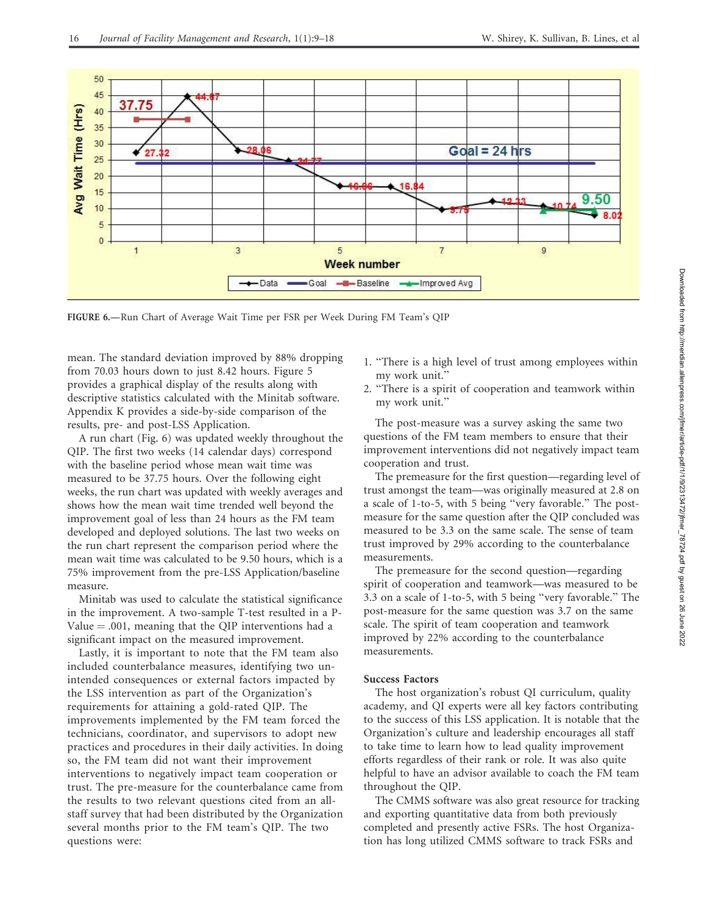50
45
40
35
30
25
20
15
10
5
0

Avg Wait Time (Hrs)

37.75

44.67

27.32

28.06

24.77

Goal = 24 hrs

16.66

16.84

9.75

12.33

10.74

9.50

8.02

1
3
5
7
9

Week number

Data
Goal
Baseline
Improved Avg

**FIGURE 6.**—Run Chart of Average Wait Time per FSR per Week During FM Team's QIP

mean. The standard deviation improved by 88% dropping from 70.03 hours down to just 8.42 hours. Figure 5 provides a graphical display of the results along with descriptive statistics calculated with the Minitab software. Appendix K provides a side-by-side comparison of the results, pre- and post-LSS Application.

A run chart (Fig. 6) was updated weekly throughout the QIP. The first two weeks (14 calendar days) correspond with the baseline period whose mean wait time was measured to be 37.75 hours. Over the following eight weeks, the run chart was updated with weekly averages and shows how the mean wait time trended well beyond the improvement goal of less than 24 hours as the FM team developed and deployed solutions. The last two weeks on the run chart represent the comparison period where the mean wait time was calculated to be 9.50 hours, which is a 75% improvement from the pre-LSS Application/baseline measure.

Minitab was used to calculate the statistical significance in the improvement. A two-sample T-test resulted in a P-Value = .001, meaning that the QIP interventions had a significant impact on the measured improvement.

Lastly, it is important to note that the FM team also included counterbalance measures, identifying two unintended consequences or external factors impacted by the LSS intervention as part of the Organization's requirements for attaining a gold-rated QIP. The improvements implemented by the FM team forced the technicians, coordinator, and supervisors to adopt new practices and procedures in their daily activities. In doing so, the FM team did not want their improvement interventions to negatively impact team cooperation or trust. The pre-measure for the counterbalance came from the results to two relevant questions cited from an all-staff survey that had been distributed by the Organization several months prior to the FM team's QIP. The two questions were:

1. "There is a high level of trust among employees within my work unit."
2. "There is a spirit of cooperation and teamwork within my work unit."

The post-measure was a survey asking the same two questions of the FM team members to ensure that their improvement interventions did not negatively impact team cooperation and trust.

The premeasure for the first question—regarding level of trust amongst the team—was originally measured at 2.8 on a scale of 1-to-5, with 5 being "very favorable." The post-measure for the same question after the QIP concluded was measured to be 3.3 on the same scale. The sense of team trust improved by 29% according to the counterbalance measurements.

The premeasure for the second question—regarding spirit of cooperation and teamwork—was measured to be 3.3 on a scale of 1-to-5, with 5 being "very favorable." The post-measure for the same question was 3.7 on the same scale. The spirit of team cooperation and teamwork improved by 22% according to the counterbalance measurements.

### Success Factors

The host organization's robust QI curriculum, quality academy, and QI experts were all key factors contributing to the success of this LSS application. It is notable that the Organization's culture and leadership encourages all staff to take time to learn how to lead quality improvement efforts regardless of their rank or role. It was also quite helpful to have an advisor available to coach the FM team throughout the QIP.

The CMMS software was also great resource for tracking and exporting quantitative data from both previously completed and presently active FSRs. The host Organization has long utilized CMMS software to track FSRs and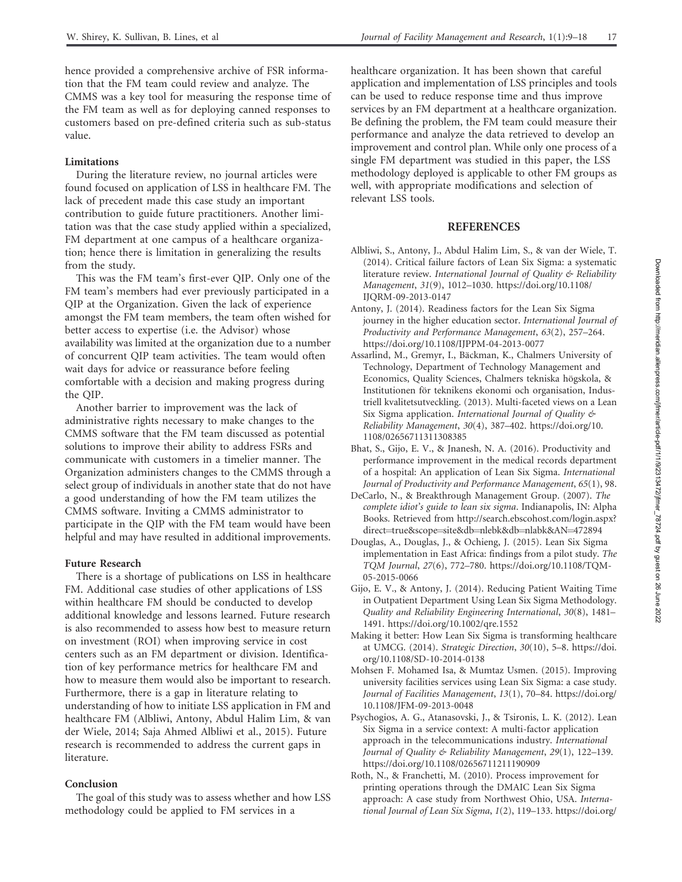hence provided a comprehensive archive of FSR information that the FM team could review and analyze. The CMMS was a key tool for measuring the response time of the FM team as well as for deploying canned responses to customers based on pre-defined criteria such as sub-status value.

### Limitations

During the literature review, no journal articles were found focused on application of LSS in healthcare FM. The lack of precedent made this case study an important contribution to guide future practitioners. Another limitation was that the case study applied within a specialized, FM department at one campus of a healthcare organization; hence there is limitation in generalizing the results from the study.

This was the FM team's first-ever QIP. Only one of the FM team's members had ever previously participated in a QIP at the Organization. Given the lack of experience amongst the FM team members, the team often wished for better access to expertise (i.e. the Advisor) whose availability was limited at the organization due to a number of concurrent QIP team activities. The team would often wait days for advice or reassurance before feeling comfortable with a decision and making progress during the QIP.

Another barrier to improvement was the lack of administrative rights necessary to make changes to the CMMS software that the FM team discussed as potential solutions to improve their ability to address FSRs and communicate with customers in a timelier manner. The Organization administers changes to the CMMS through a select group of individuals in another state that do not have a good understanding of how the FM team utilizes the CMMS software. Inviting a CMMS administrator to participate in the QIP with the FM team would have been helpful and may have resulted in additional improvements.

### Future Research

There is a shortage of publications on LSS in healthcare FM. Additional case studies of other applications of LSS within healthcare FM should be conducted to develop additional knowledge and lessons learned. Future research is also recommended to assess how best to measure return on investment (ROI) when improving service in cost centers such as an FM department or division. Identification of key performance metrics for healthcare FM and how to measure them would also be important to research. Furthermore, there is a gap in literature relating to understanding of how to initiate LSS application in FM and healthcare FM (Albliwi, Antony, Abdul Halim Lim, & van der Wiele, 2014; Saja Ahmed Albliwi et al., 2015). Future research is recommended to address the current gaps in literature.

### Conclusion

The goal of this study was to assess whether and how LSS methodology could be applied to FM services in a healthcare organization. It has been shown that careful application and implementation of LSS principles and tools can be used to reduce response time and thus improve services by an FM department at a healthcare organization. Be defining the problem, the FM team could measure their performance and analyze the data retrieved to develop an improvement and control plan. While only one process of a single FM department was studied in this paper, the LSS methodology deployed is applicable to other FM groups as well, with appropriate modifications and selection of relevant LSS tools.

## REFERENCES

Albliwi, S., Antony, J., Abdul Halim Lim, S., & van der Wiele, T. (2014). Critical failure factors of Lean Six Sigma: a systematic literature review. *International Journal of Quality & Reliability Management*, *31*(9), 1012–1030. https://doi.org/10.1108/IJQRM-09-2013-0147

Antony, J. (2014). Readiness factors for the Lean Six Sigma journey in the higher education sector. *International Journal of Productivity and Performance Management*, *63*(2), 257–264. https://doi.org/10.1108/IJPPM-04-2013-0077

Assarlind, M., Gremyr, I., Bäckman, K., Chalmers University of Technology, Department of Technology Management and Economics, Quality Sciences, Chalmers tekniska högskola, & Institutionen för teknikens ekonomi och organisation, Industriell kvalitetsutveckling. (2013). Multi-faceted views on a Lean Six Sigma application. *International Journal of Quality & Reliability Management*, *30*(4), 387–402. https://doi.org/10.1108/02656711311308385

Bhat, S., Gijo, E. V., & Jnanesh, N. A. (2016). Productivity and performance improvement in the medical records department of a hospital: An application of Lean Six Sigma. *International Journal of Productivity and Performance Management*, *65*(1), 98.

DeCarlo, N., & Breakthrough Management Group. (2007). *The complete idiot's guide to lean six sigma*. Indianapolis, IN: Alpha Books. Retrieved from http://search.ebscohost.com/login.aspx?direct=true&scope=site&db=nlebk&db=nlabk&AN=472894

Douglas, A., Douglas, J., & Ochieng, J. (2015). Lean Six Sigma implementation in East Africa: findings from a pilot study. *The TQM Journal*, *27*(6), 772–780. https://doi.org/10.1108/TQM-05-2015-0066

Gijo, E. V., & Antony, J. (2014). Reducing Patient Waiting Time in Outpatient Department Using Lean Six Sigma Methodology. *Quality and Reliability Engineering International*, *30*(8), 1481–1491. https://doi.org/10.1002/qre.1552

Making it better: How Lean Six Sigma is transforming healthcare at UMCG. (2014). *Strategic Direction*, *30*(10), 5–8. https://doi.org/10.1108/SD-10-2014-0138

Mohsen F. Mohamed Isa, & Mumtaz Usmen. (2015). Improving university facilities services using Lean Six Sigma: a case study. *Journal of Facilities Management*, *13*(1), 70–84. https://doi.org/10.1108/JFM-09-2013-0048

Psychogios, A. G., Atanasovski, J., & Tsironis, L. K. (2012). Lean Six Sigma in a service context: A multi-factor application approach in the telecommunications industry. *International Journal of Quality & Reliability Management*, *29*(1), 122–139. https://doi.org/10.1108/02656711211190909

Roth, N., & Franchetti, M. (2010). Process improvement for printing operations through the DMAIC Lean Six Sigma approach: A case study from Northwest Ohio, USA. *International Journal of Lean Six Sigma*, *1*(2), 119–133. https://doi.org/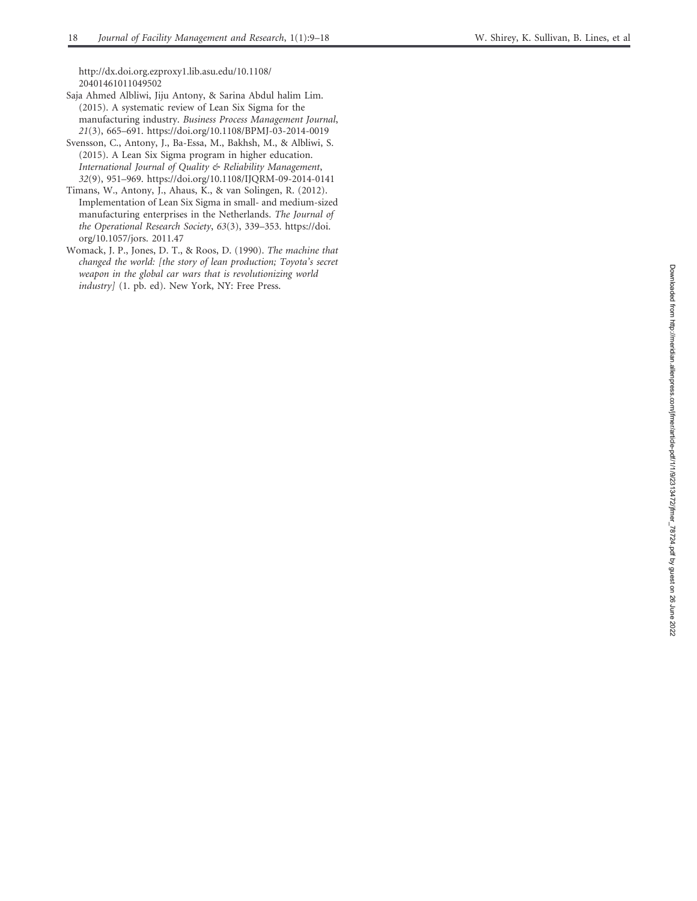http://dx.doi.org.ezproxy1.lib.asu.edu/10.1108/20401461011049502

Saja Ahmed Albliwi, Jiju Antony, & Sarina Abdul halim Lim. (2015). A systematic review of Lean Six Sigma for the manufacturing industry. *Business Process Management Journal*, *21*(3), 665–691. https://doi.org/10.1108/BPMJ-03-2014-0019

Svensson, C., Antony, J., Ba-Essa, M., Bakhsh, M., & Albliwi, S. (2015). A Lean Six Sigma program in higher education. *International Journal of Quality & Reliability Management*, *32*(9), 951–969. https://doi.org/10.1108/IJQRM-09-2014-0141

Timans, W., Antony, J., Ahaus, K., & van Solingen, R. (2012). Implementation of Lean Six Sigma in small- and medium-sized manufacturing enterprises in the Netherlands. *The Journal of the Operational Research Society*, *63*(3), 339–353. https://doi.org/10.1057/jors. 2011.47

Womack, J. P., Jones, D. T., & Roos, D. (1990). *The machine that changed the world: [the story of lean production; Toyota's secret weapon in the global car wars that is revolutionizing world industry]* (1. pb. ed). New York, NY: Free Press.